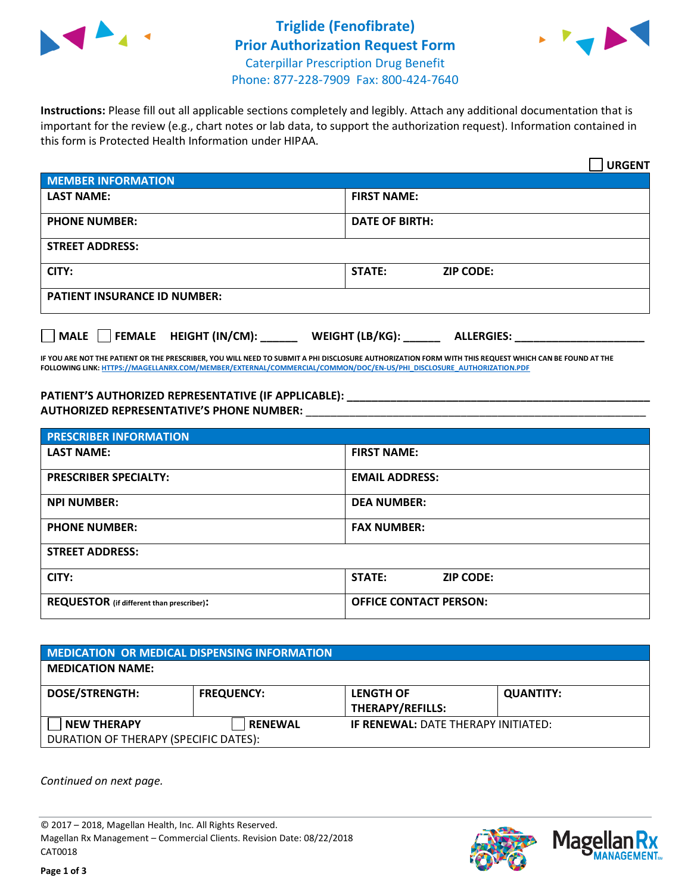# Triglide (Fenofibrate)
## Prior Authorization Request Form
Caterpillar Prescription Drug Benefit
Phone: 877-228-7909 Fax: 800-424-7640

**Instructions:** Please fill out all applicable sections completely and legibly. Attach any additional documentation that is important for the review (e.g., chart notes or lab data, to support the authorization request). Information contained in this form is Protected Health Information under HIPAA.

☐ **URGENT**

| **MEMBER INFORMATION** | |
|---|---|
| **LAST NAME:** | **FIRST NAME:** |
| **PHONE NUMBER:** | **DATE OF BIRTH:** |
| **STREET ADDRESS:** | |
| **CITY:** | **STATE:** **ZIP CODE:** |
| **PATIENT INSURANCE ID NUMBER:** | |

☐ **MALE** ☐ **FEMALE** **HEIGHT (IN/CM):** ______ **WEIGHT (LB/KG):** ______ **ALLERGIES:** ____________________

**IF YOU ARE NOT THE PATIENT OR THE PRESCRIBER, YOU WILL NEED TO SUBMIT A PHI DISCLOSURE AUTHORIZATION FORM WITH THIS REQUEST WHICH CAN BE FOUND AT THE FOLLOWING LINK: HTTPS://MAGELLANRX.COM/MEMBER/EXTERNAL/COMMERCIAL/COMMON/DOC/EN-US/PHI_DISCLOSURE_AUTHORIZATION.PDF**

**PATIENT'S AUTHORIZED REPRESENTATIVE (IF APPLICABLE):** ____________________________________________
**AUTHORIZED REPRESENTATIVE'S PHONE NUMBER:** ____________________________________________

| **PRESCRIBER INFORMATION** | |
|---|---|
| **LAST NAME:** | **FIRST NAME:** |
| **PRESCRIBER SPECIALTY:** | **EMAIL ADDRESS:** |
| **NPI NUMBER:** | **DEA NUMBER:** |
| **PHONE NUMBER:** | **FAX NUMBER:** |
| **STREET ADDRESS:** | |
| **CITY:** | **STATE:** **ZIP CODE:** |
| **REQUESTOR** (if different than prescriber)**:** | **OFFICE CONTACT PERSON:** |

| **MEDICATION OR MEDICAL DISPENSING INFORMATION** | | | |
|---|---|---|---|
| **MEDICATION NAME:** | | | |
| **DOSE/STRENGTH:** | **FREQUENCY:** | **LENGTH OF THERAPY/REFILLS:** | **QUANTITY:** |
| ☐ **NEW THERAPY** | ☐ **RENEWAL** | **IF RENEWAL:** DATE THERAPY INITIATED: | |
| DURATION OF THERAPY (SPECIFIC DATES): | | | |

*Continued on next page.*

© 2017 – 2018, Magellan Health, Inc. All Rights Reserved.
Magellan Rx Management – Commercial Clients. Revision Date: 08/22/2018
CAT0018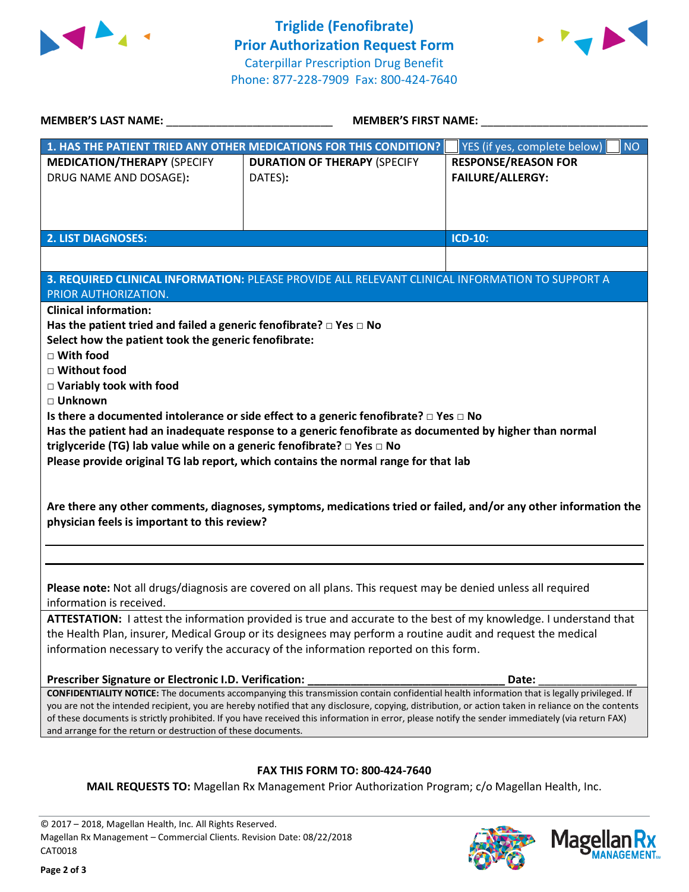# Triglide (Fenofibrate) Prior Authorization Request Form

Caterpillar Prescription Drug Benefit
Phone: 877-228-7909 Fax: 800-424-7640

**MEMBER'S LAST NAME:** ___________________________ **MEMBER'S FIRST NAME:** ___________________________

| **1. HAS THE PATIENT TRIED ANY OTHER MEDICATIONS FOR THIS CONDITION?** | | ☐ YES (if yes, complete below) ☐ NO |
|---|---|---|
| **MEDICATION/THERAPY** (SPECIFY DRUG NAME AND DOSAGE): | **DURATION OF THERAPY** (SPECIFY DATES): | **RESPONSE/REASON FOR FAILURE/ALLERGY:** |
| | | |

| **2. LIST DIAGNOSES:** | **ICD-10:** |
|---|---|
| | |

**3. REQUIRED CLINICAL INFORMATION:** PLEASE PROVIDE ALL RELEVANT CLINICAL INFORMATION TO SUPPORT A PRIOR AUTHORIZATION.

**Clinical information:**

**Has the patient tried and failed a generic fenofibrate? □ Yes □ No**

**Select how the patient took the generic fenofibrate:**

- **□ With food**
- **□ Without food**
- **□ Variably took with food**
- **□ Unknown**

**Is there a documented intolerance or side effect to a generic fenofibrate? □ Yes □ No**

**Has the patient had an inadequate response to a generic fenofibrate as documented by higher than normal triglyceride (TG) lab value while on a generic fenofibrate? □ Yes □ No**

**Please provide original TG lab report, which contains the normal range for that lab**

**Are there any other comments, diagnoses, symptoms, medications tried or failed, and/or any other information the physician feels is important to this review?**

_______________________________________________________________________________

_______________________________________________________________________________

**Please note:** Not all drugs/diagnosis are covered on all plans. This request may be denied unless all required information is received.

**ATTESTATION:** I attest the information provided is true and accurate to the best of my knowledge. I understand that the Health Plan, insurer, Medical Group or its designees may perform a routine audit and request the medical information necessary to verify the accuracy of the information reported on this form.

**Prescriber Signature or Electronic I.D. Verification:** _________________________________ **Date:** ________________

**CONFIDENTIALITY NOTICE:** The documents accompanying this transmission contain confidential health information that is legally privileged. If you are not the intended recipient, you are hereby notified that any disclosure, copying, distribution, or action taken in reliance on the contents of these documents is strictly prohibited. If you have received this information in error, please notify the sender immediately (via return FAX) and arrange for the return or destruction of these documents.

**FAX THIS FORM TO: 800-424-7640**

**MAIL REQUESTS TO:** Magellan Rx Management Prior Authorization Program; c/o Magellan Health, Inc.

© 2017 – 2018, Magellan Health, Inc. All Rights Reserved.
Magellan Rx Management – Commercial Clients. Revision Date: 08/22/2018
CAT0018